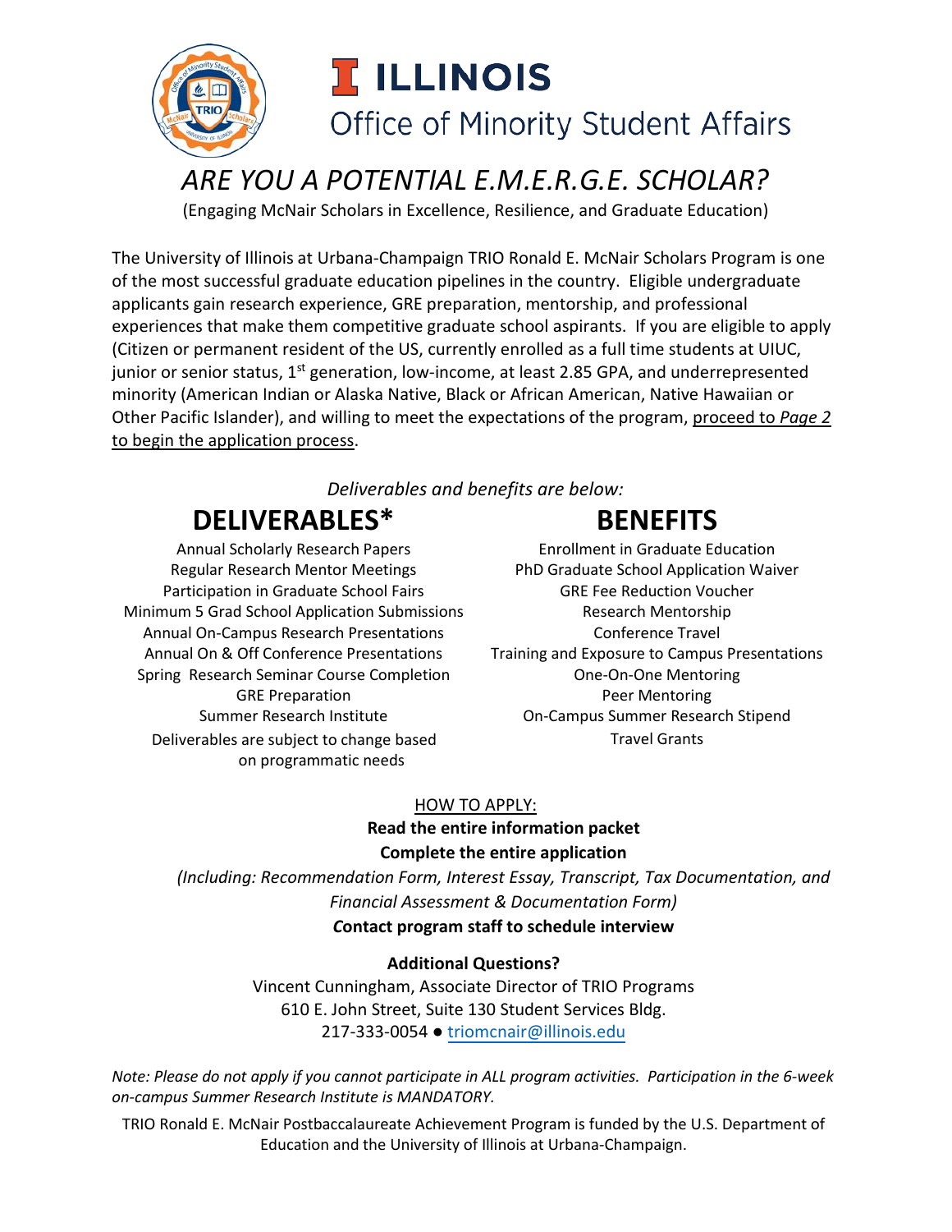# ILLINOIS

## Office of Minority Student Affairs

# *ARE YOU A POTENTIAL E.M.E.R.G.E. SCHOLAR?*

(Engaging McNair Scholars in Excellence, Resilience, and Graduate Education)

The University of Illinois at Urbana-Champaign TRIO Ronald E. McNair Scholars Program is one of the most successful graduate education pipelines in the country. Eligible undergraduate applicants gain research experience, GRE preparation, mentorship, and professional experiences that make them competitive graduate school aspirants. If you are eligible to apply (Citizen or permanent resident of the US, currently enrolled as a full time students at UIUC, junior or senior status, 1st generation, low-income, at least 2.85 GPA, and underrepresented minority (American Indian or Alaska Native, Black or African American, Native Hawaiian or Other Pacific Islander), and willing to meet the expectations of the program, <u>proceed to *Page 2* to begin the application process</u>.

*Deliverables and benefits are below:*

## DELIVERABLES*

Annual Scholarly Research Papers
Regular Research Mentor Meetings
Participation in Graduate School Fairs
Minimum 5 Grad School Application Submissions
Annual On-Campus Research Presentations
Annual On & Off Conference Presentations
Spring Research Seminar Course Completion
GRE Preparation
Summer Research Institute
Deliverables are subject to change based on programmatic needs

## BENEFITS

Enrollment in Graduate Education
PhD Graduate School Application Waiver
GRE Fee Reduction Voucher
Research Mentorship
Conference Travel
Training and Exposure to Campus Presentations
One-On-One Mentoring
Peer Mentoring
On-Campus Summer Research Stipend
Travel Grants

<u>HOW TO APPLY:</u>

**Read the entire information packet**

**Complete the entire application**

*(Including: Recommendation Form, Interest Essay, Transcript, Tax Documentation, and Financial Assessment & Documentation Form)*

**Contact program staff to schedule interview**

**Additional Questions?**

Vincent Cunningham, Associate Director of TRIO Programs
610 E. John Street, Suite 130 Student Services Bldg.
217-333-0054 ● triomcnair@illinois.edu

*Note: Please do not apply if you cannot participate in ALL program activities. Participation in the 6-week on-campus Summer Research Institute is MANDATORY.*

TRIO Ronald E. McNair Postbaccalaureate Achievement Program is funded by the U.S. Department of Education and the University of Illinois at Urbana-Champaign.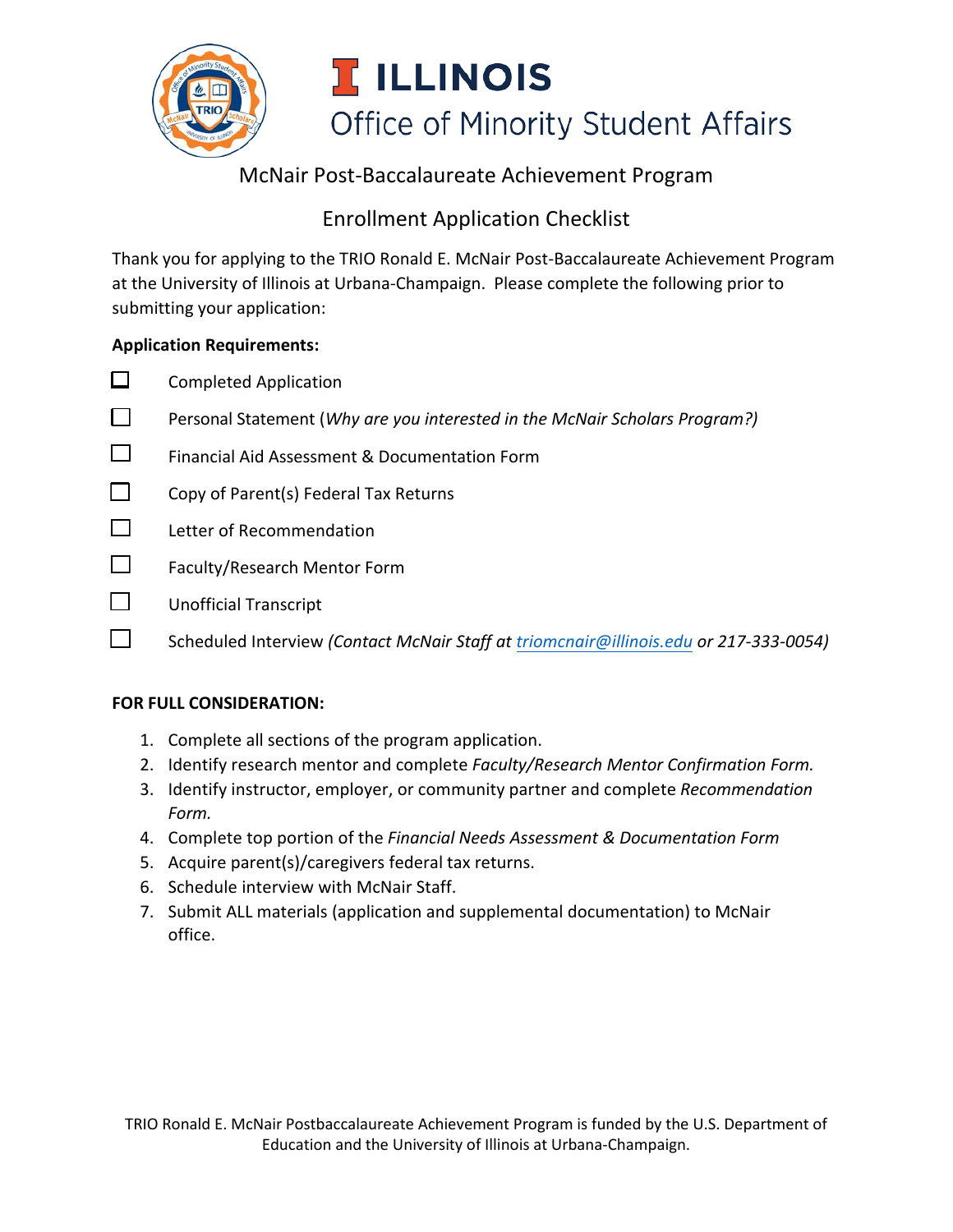# ILLINOIS
## Office of Minority Student Affairs

### McNair Post-Baccalaureate Achievement Program

### Enrollment Application Checklist

Thank you for applying to the TRIO Ronald E. McNair Post-Baccalaureate Achievement Program at the University of Illinois at Urbana-Champaign. Please complete the following prior to submitting your application:

**Application Requirements:**

- ☐ Completed Application
- ☐ Personal Statement (*Why are you interested in the McNair Scholars Program?)*
- ☐ Financial Aid Assessment & Documentation Form
- ☐ Copy of Parent(s) Federal Tax Returns
- ☐ Letter of Recommendation
- ☐ Faculty/Research Mentor Form
- ☐ Unofficial Transcript
- ☐ Scheduled Interview *(Contact McNair Staff at triomcnair@illinois.edu or 217-333-0054)*

**FOR FULL CONSIDERATION:**

1. Complete all sections of the program application.
2. Identify research mentor and complete *Faculty/Research Mentor Confirmation Form.*
3. Identify instructor, employer, or community partner and complete *Recommendation Form.*
4. Complete top portion of the *Financial Needs Assessment & Documentation Form*
5. Acquire parent(s)/caregivers federal tax returns.
6. Schedule interview with McNair Staff.
7. Submit ALL materials (application and supplemental documentation) to McNair office.

TRIO Ronald E. McNair Postbaccalaureate Achievement Program is funded by the U.S. Department of Education and the University of Illinois at Urbana-Champaign.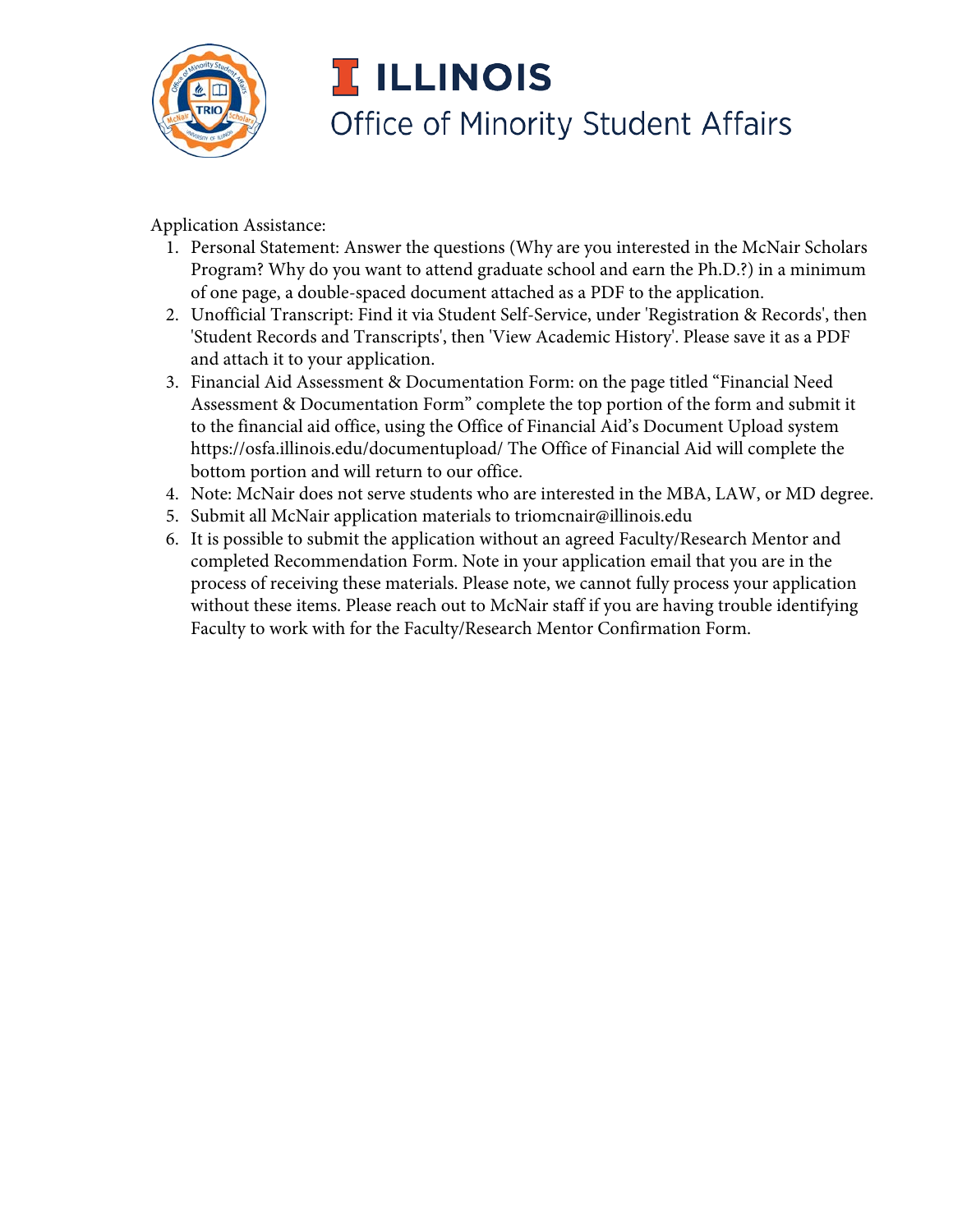Application Assistance:

1. Personal Statement: Answer the questions (Why are you interested in the McNair Scholars Program? Why do you want to attend graduate school and earn the Ph.D.?) in a minimum of one page, a double-spaced document attached as a PDF to the application.
2. Unofficial Transcript: Find it via Student Self-Service, under 'Registration & Records', then 'Student Records and Transcripts', then 'View Academic History'. Please save it as a PDF and attach it to your application.
3. Financial Aid Assessment & Documentation Form: on the page titled "Financial Need Assessment & Documentation Form" complete the top portion of the form and submit it to the financial aid office, using the Office of Financial Aid's Document Upload system https://osfa.illinois.edu/documentupload/ The Office of Financial Aid will complete the bottom portion and will return to our office.
4. Note: McNair does not serve students who are interested in the MBA, LAW, or MD degree.
5. Submit all McNair application materials to triomcnair@illinois.edu
6. It is possible to submit the application without an agreed Faculty/Research Mentor and completed Recommendation Form. Note in your application email that you are in the process of receiving these materials. Please note, we cannot fully process your application without these items. Please reach out to McNair staff if you are having trouble identifying Faculty to work with for the Faculty/Research Mentor Confirmation Form.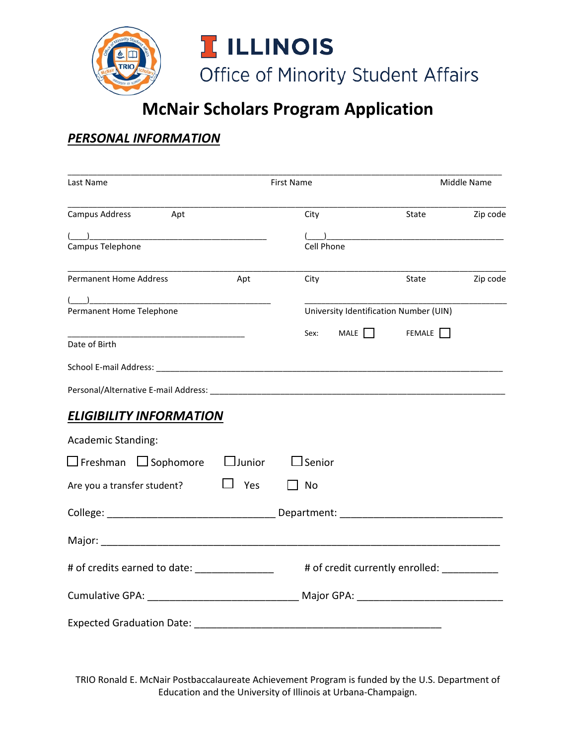**ILLINOIS**
Office of Minority Student Affairs

# McNair Scholars Program Application

## PERSONAL INFORMATION

_______________________________________________
Last Name　　　　First Name　　　　Middle Name

_______________________________________________
Campus Address　　Apt　　City　　State　　Zip code

(___)____________________　　(___)____________________
Campus Telephone　　Cell Phone

_______________________________________________
Permanent Home Address　　Apt　　City　　State　　Zip code

(___)____________________　　____________________
Permanent Home Telephone　　University Identification Number (UIN)

____________________　　Sex: MALE ☐　FEMALE ☐
Date of Birth

School E-mail Address: ____________________

Personal/Alternative E-mail Address: ____________________

## ELIGIBILITY INFORMATION

Academic Standing:

☐ Freshman　☐ Sophomore　☐ Junior　☐ Senior

Are you a transfer student?　☐ Yes　☐ No

College: ____________________ Department: ____________________

Major: ____________________

# of credits earned to date: ______________　# of credit currently enrolled: __________

Cumulative GPA: ____________________ Major GPA: ____________________

Expected Graduation Date: ____________________

TRIO Ronald E. McNair Postbaccalaureate Achievement Program is funded by the U.S. Department of Education and the University of Illinois at Urbana-Champaign.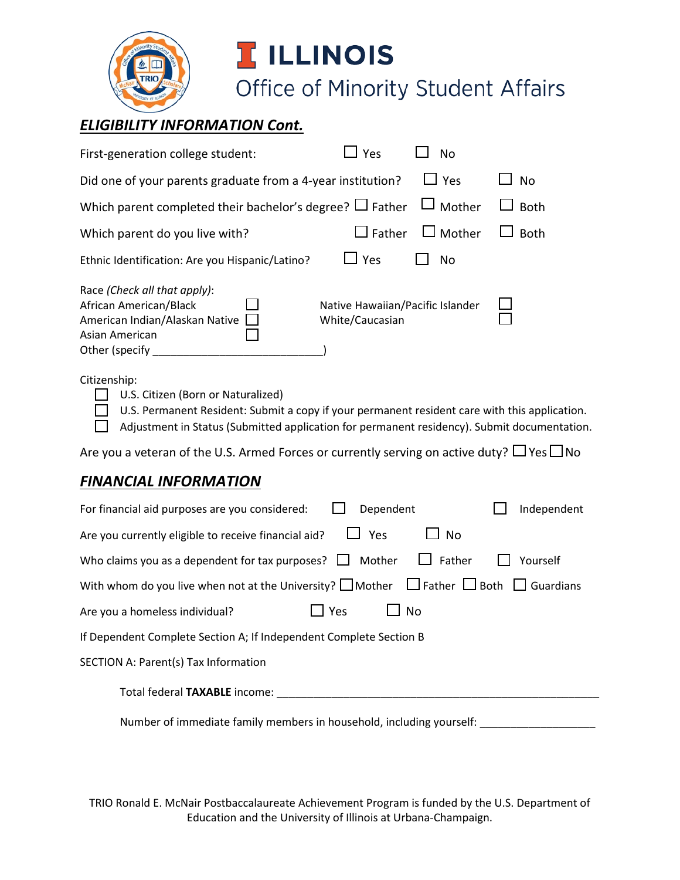# ILLINOIS

## Office of Minority Student Affairs

### ***ELIGIBILITY INFORMATION Cont.***

First-generation college student: ☐ Yes ☐ No

Did one of your parents graduate from a 4-year institution? ☐ Yes ☐ No

Which parent completed their bachelor's degree? ☐ Father ☐ Mother ☐ Both

Which parent do you live with? ☐ Father ☐ Mother ☐ Both

Ethnic Identification: Are you Hispanic/Latino? ☐ Yes ☐ No

Race *(Check all that apply)*:

- African American/Black ☐
- American Indian/Alaskan Native ☐
- Asian American ☐
- Native Hawaiian/Pacific Islander ☐
- White/Caucasian ☐
- Other (specify ___________________________)

Citizenship:

- ☐ U.S. Citizen (Born or Naturalized)
- ☐ U.S. Permanent Resident: Submit a copy if your permanent resident care with this application.
- ☐ Adjustment in Status (Submitted application for permanent residency). Submit documentation.

Are you a veteran of the U.S. Armed Forces or currently serving on active duty? ☐ Yes ☐ No

### ***FINANCIAL INFORMATION***

For financial aid purposes are you considered: ☐ Dependent ☐ Independent

Are you currently eligible to receive financial aid? ☐ Yes ☐ No

Who claims you as a dependent for tax purposes? ☐ Mother ☐ Father ☐ Yourself

With whom do you live when not at the University? ☐ Mother ☐ Father ☐ Both ☐ Guardians

Are you a homeless individual? ☐ Yes ☐ No

If Dependent Complete Section A; If Independent Complete Section B

SECTION A: Parent(s) Tax Information

Total federal **TAXABLE** income: _______________________________________________________

Number of immediate family members in household, including yourself: ___________________

TRIO Ronald E. McNair Postbaccalaureate Achievement Program is funded by the U.S. Department of Education and the University of Illinois at Urbana-Champaign.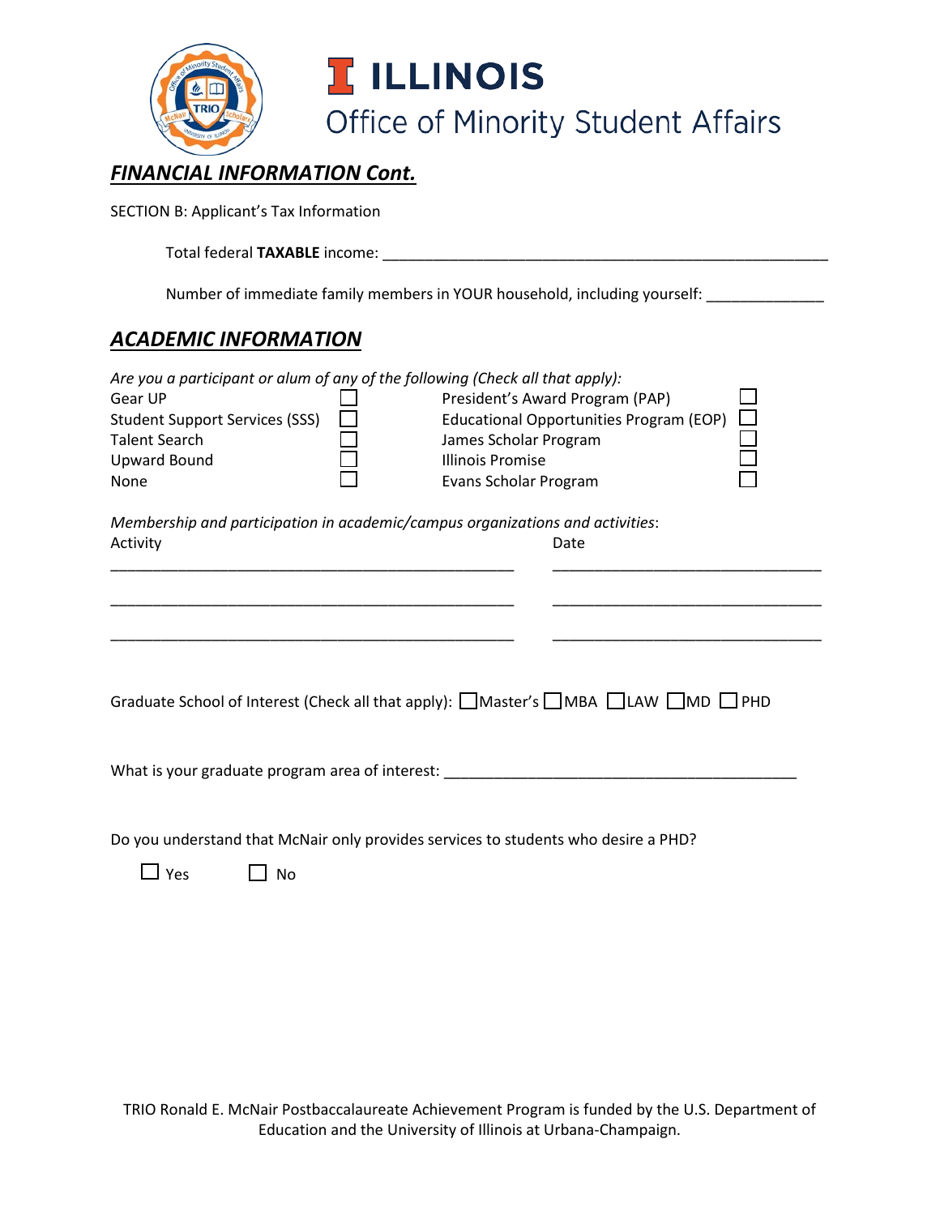# ILLINOIS

## Office of Minority Student Affairs

### ***FINANCIAL INFORMATION Cont.***

SECTION B: Applicant's Tax Information

Total federal **TAXABLE** income: ______________________________________________________

Number of immediate family members in YOUR household, including yourself: ______________

### ***ACADEMIC INFORMATION***

*Are you a participant or alum of any of the following (Check all that apply):*

| | | | |
|---|---|---|---|
| Gear UP | ☐ | President's Award Program (PAP) | ☐ |
| Student Support Services (SSS) | ☐ | Educational Opportunities Program (EOP) | ☐ |
| Talent Search | ☐ | James Scholar Program | ☐ |
| Upward Bound | ☐ | Illinois Promise | ☐ |
| None | ☐ | Evans Scholar Program | ☐ |

*Membership and participation in academic/campus organizations and activities*:

| Activity | Date |
|---|---|
| __________________________________________________ | _________________________________ |
| __________________________________________________ | _________________________________ |
| __________________________________________________ | _________________________________ |

Graduate School of Interest (Check all that apply): ☐Master's ☐MBA ☐LAW ☐MD ☐PHD

What is your graduate program area of interest: ___________________________________________

Do you understand that McNair only provides services to students who desire a PHD?

☐ Yes ☐ No

TRIO Ronald E. McNair Postbaccalaureate Achievement Program is funded by the U.S. Department of Education and the University of Illinois at Urbana-Champaign.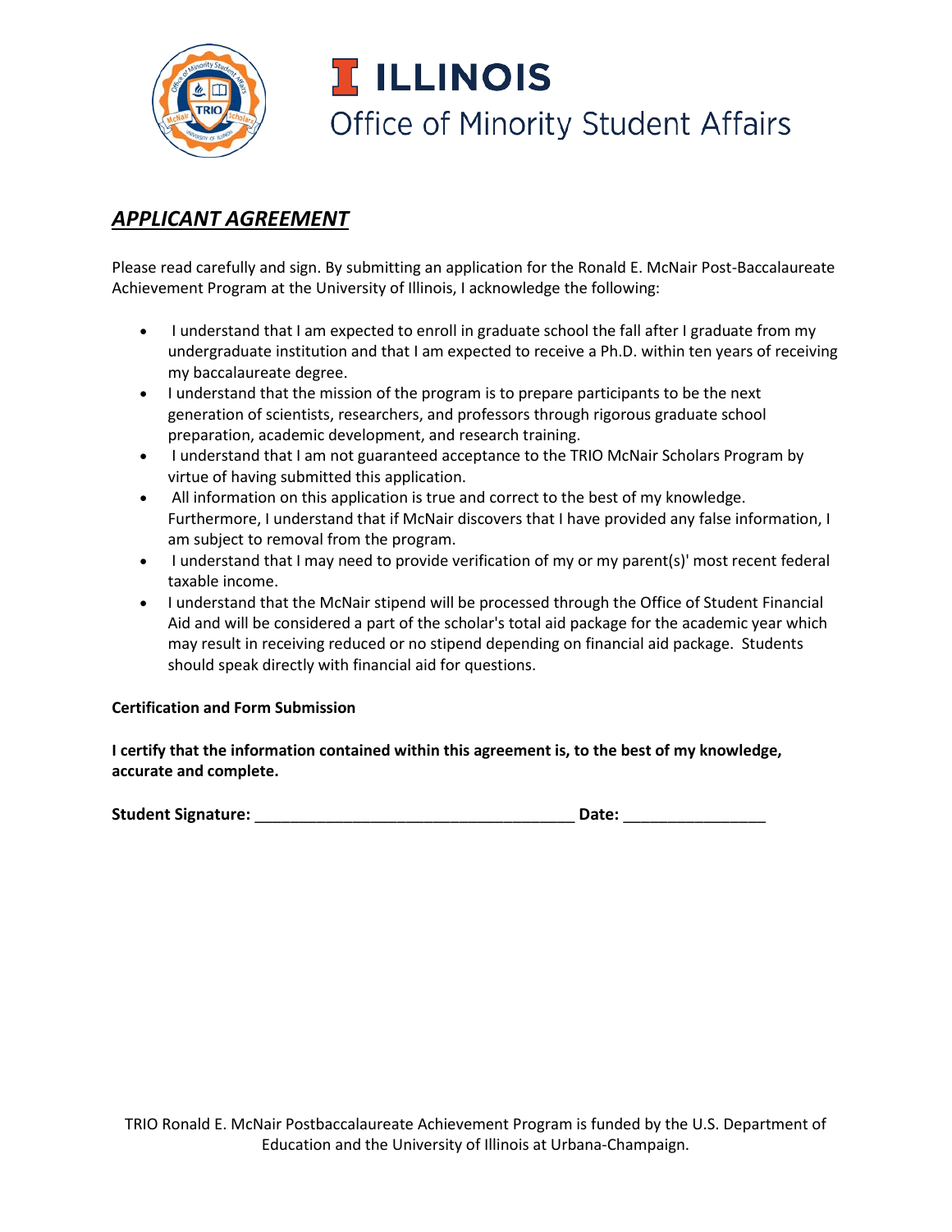ILLINOIS

Office of Minority Student Affairs

## ***APPLICANT AGREEMENT***

Please read carefully and sign. By submitting an application for the Ronald E. McNair Post-Baccalaureate Achievement Program at the University of Illinois, I acknowledge the following:

- I understand that I am expected to enroll in graduate school the fall after I graduate from my undergraduate institution and that I am expected to receive a Ph.D. within ten years of receiving my baccalaureate degree.
- I understand that the mission of the program is to prepare participants to be the next generation of scientists, researchers, and professors through rigorous graduate school preparation, academic development, and research training.
- I understand that I am not guaranteed acceptance to the TRIO McNair Scholars Program by virtue of having submitted this application.
- All information on this application is true and correct to the best of my knowledge. Furthermore, I understand that if McNair discovers that I have provided any false information, I am subject to removal from the program.
- I understand that I may need to provide verification of my or my parent(s)' most recent federal taxable income.
- I understand that the McNair stipend will be processed through the Office of Student Financial Aid and will be considered a part of the scholar's total aid package for the academic year which may result in receiving reduced or no stipend depending on financial aid package. Students should speak directly with financial aid for questions.

**Certification and Form Submission**

**I certify that the information contained within this agreement is, to the best of my knowledge, accurate and complete.**

**Student Signature:** ____________________________________ **Date:** ________________

TRIO Ronald E. McNair Postbaccalaureate Achievement Program is funded by the U.S. Department of Education and the University of Illinois at Urbana-Champaign.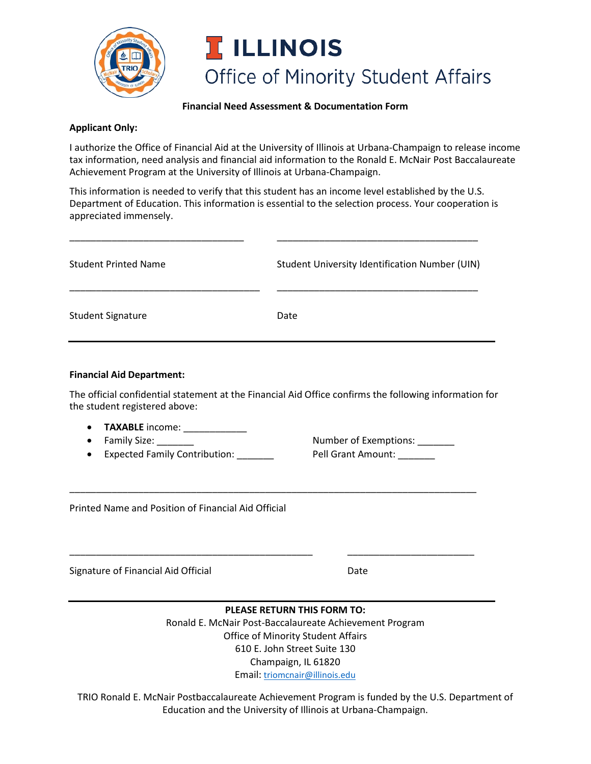# ILLINOIS

## Office of Minority Student Affairs

**Financial Need Assessment & Documentation Form**

**Applicant Only:**

I authorize the Office of Financial Aid at the University of Illinois at Urbana-Champaign to release income tax information, need analysis and financial aid information to the Ronald E. McNair Post Baccalaureate Achievement Program at the University of Illinois at Urbana-Champaign.

This information is needed to verify that this student has an income level established by the U.S. Department of Education. This information is essential to the selection process. Your cooperation is appreciated immensely.

_________________________________ _______________________________________

Student Printed Name Student University Identification Number (UIN)

____________________________________ _______________________________________

Student Signature Date

---

**Financial Aid Department:**

The official confidential statement at the Financial Aid Office confirms the following information for the student registered above:

- **TAXABLE** income: ____________
- Family Size: _______ Number of Exemptions: _______
- Expected Family Contribution: _______ Pell Grant Amount: _______

______________________________________________________________________________

Printed Name and Position of Financial Aid Official

_______________________________________________ ________________________

Signature of Financial Aid Official Date

---

**PLEASE RETURN THIS FORM TO:**

Ronald E. McNair Post-Baccalaureate Achievement Program
Office of Minority Student Affairs
610 E. John Street Suite 130
Champaign, IL 61820
Email: triomcnair@illinois.edu

TRIO Ronald E. McNair Postbaccalaureate Achievement Program is funded by the U.S. Department of Education and the University of Illinois at Urbana-Champaign.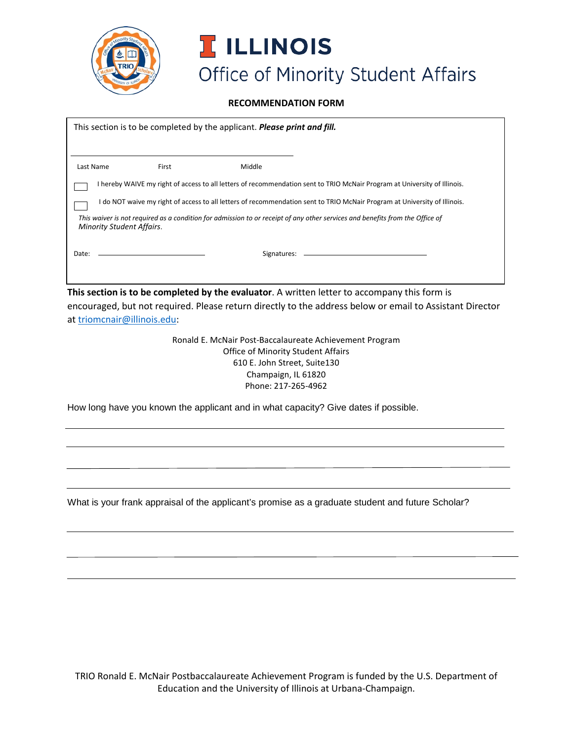# ILLINOIS

## Office of Minority Student Affairs

**RECOMMENDATION FORM**

This section is to be completed by the applicant. ***Please print and fill.***

Last Name First Middle

☐ I hereby WAIVE my right of access to all letters of recommendation sent to TRIO McNair Program at University of Illinois.

☐ I do NOT waive my right of access to all letters of recommendation sent to TRIO McNair Program at University of Illinois.

*This waiver is not required as a condition for admission to or receipt of any other services and benefits from the Office of Minority Student Affairs*.

Date: ______________________ Signatures: ______________________

**This section is to be completed by the evaluator**. A written letter to accompany this form is encouraged, but not required. Please return directly to the address below or email to Assistant Director at triomcnair@illinois.edu:

Ronald E. McNair Post-Baccalaureate Achievement Program
Office of Minority Student Affairs
610 E. John Street, Suite130
Champaign, IL 61820
Phone: 217-265-4962

How long have you known the applicant and in what capacity? Give dates if possible.

What is your frank appraisal of the applicant's promise as a graduate student and future Scholar?

TRIO Ronald E. McNair Postbaccalaureate Achievement Program is funded by the U.S. Department of Education and the University of Illinois at Urbana-Champaign.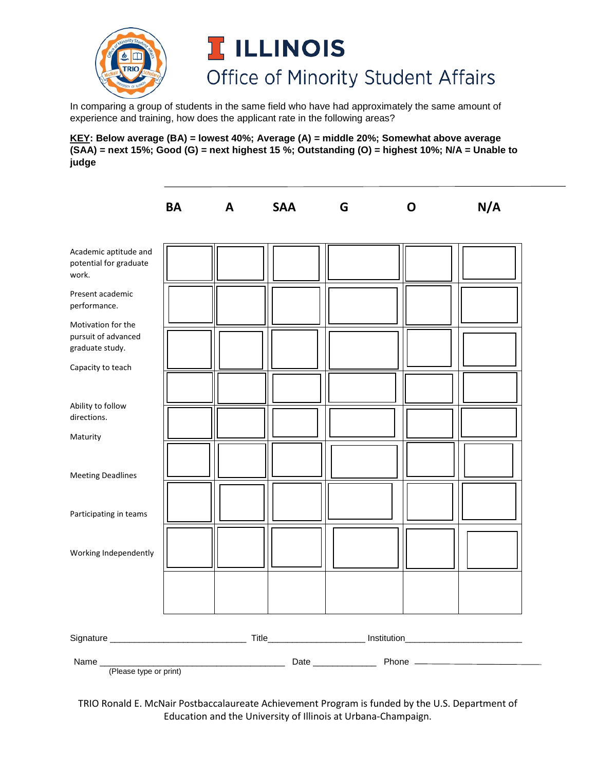# ILLINOIS

## Office of Minority Student Affairs

In comparing a group of students in the same field who have had approximately the same amount of experience and training, how does the applicant rate in the following areas?

**KEY: Below average (BA) = lowest 40%; Average (A) = middle 20%; Somewhat above average (SAA) = next 15%; Good (G) = next highest 15 %; Outstanding (O) = highest 10%; N/A = Unable to judge**

| | BA | A | SAA | G | O | N/A |
|---|---|---|---|---|---|---|
| Academic aptitude and potential for graduate work. | | | | | | |
| Present academic performance. | | | | | | |
| Motivation for the pursuit of advanced graduate study. | | | | | | |
| Capacity to teach | | | | | | |
| Ability to follow directions. | | | | | | |
| Maturity | | | | | | |
| Meeting Deadlines | | | | | | |
| Participating in teams | | | | | | |
| Working Independently | | | | | | |

Signature ___________________________ Title___________________ Institution_______________________

Name _____________________________________ Date _____________ Phone _________________________
(Please type or print)

TRIO Ronald E. McNair Postbaccalaureate Achievement Program is funded by the U.S. Department of Education and the University of Illinois at Urbana-Champaign.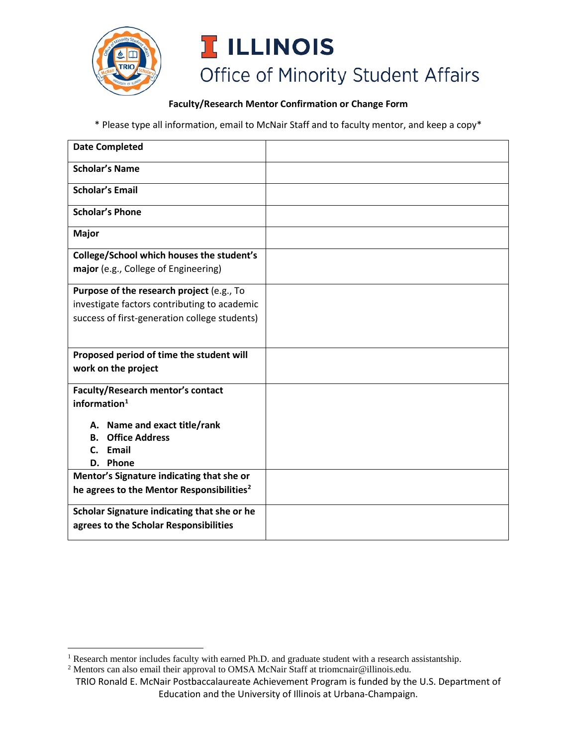# ILLINOIS

## Office of Minority Student Affairs

**Faculty/Research Mentor Confirmation or Change Form**

* Please type all information, email to McNair Staff and to faculty mentor, and keep a copy*

| | |
|---|---|
| **Date Completed** | |
| **Scholar's Name** | |
| **Scholar's Email** | |
| **Scholar's Phone** | |
| **Major** | |
| **College/School which houses the student's major** (e.g., College of Engineering) | |
| **Purpose of the research project** (e.g., To investigate factors contributing to academic success of first-generation college students) | |
| **Proposed period of time the student will work on the project** | |
| **Faculty/Research mentor's contact information**[1]<br><br>**A. Name and exact title/rank**<br>**B. Office Address**<br>**C. Email**<br>**D. Phone** | |
| **Mentor's Signature indicating that she or he agrees to the Mentor Responsibilities**[2] | |
| **Scholar Signature indicating that she or he agrees to the Scholar Responsibilities** | |

[1] Research mentor includes faculty with earned Ph.D. and graduate student with a research assistantship.

[2] Mentors can also email their approval to OMSA McNair Staff at triomcnair@illinois.edu.

TRIO Ronald E. McNair Postbaccalaureate Achievement Program is funded by the U.S. Department of Education and the University of Illinois at Urbana-Champaign.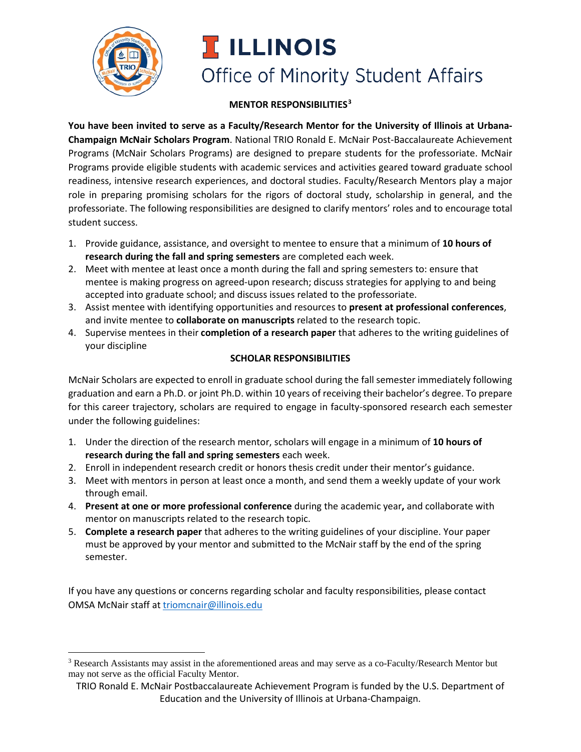# ILLINOIS

## Office of Minority Student Affairs

### MENTOR RESPONSIBILITIES[3]

**You have been invited to serve as a Faculty/Research Mentor for the University of Illinois at Urbana-Champaign McNair Scholars Program**. National TRIO Ronald E. McNair Post-Baccalaureate Achievement Programs (McNair Scholars Programs) are designed to prepare students for the professoriate. McNair Programs provide eligible students with academic services and activities geared toward graduate school readiness, intensive research experiences, and doctoral studies. Faculty/Research Mentors play a major role in preparing promising scholars for the rigors of doctoral study, scholarship in general, and the professoriate. The following responsibilities are designed to clarify mentors' roles and to encourage total student success.

1. Provide guidance, assistance, and oversight to mentee to ensure that a minimum of **10 hours of research during the fall and spring semesters** are completed each week.
2. Meet with mentee at least once a month during the fall and spring semesters to: ensure that mentee is making progress on agreed-upon research; discuss strategies for applying to and being accepted into graduate school; and discuss issues related to the professoriate.
3. Assist mentee with identifying opportunities and resources to **present at professional conferences**, and invite mentee to **collaborate on manuscripts** related to the research topic.
4. Supervise mentees in their **completion of a research paper** that adheres to the writing guidelines of your discipline

### SCHOLAR RESPONSIBILITIES

McNair Scholars are expected to enroll in graduate school during the fall semester immediately following graduation and earn a Ph.D. or joint Ph.D. within 10 years of receiving their bachelor's degree. To prepare for this career trajectory, scholars are required to engage in faculty-sponsored research each semester under the following guidelines:

1. Under the direction of the research mentor, scholars will engage in a minimum of **10 hours of research during the fall and spring semesters** each week.
2. Enroll in independent research credit or honors thesis credit under their mentor's guidance.
3. Meet with mentors in person at least once a month, and send them a weekly update of your work through email.
4. **Present at one or more professional conference** during the academic year**,** and collaborate with mentor on manuscripts related to the research topic.
5. **Complete a research paper** that adheres to the writing guidelines of your discipline. Your paper must be approved by your mentor and submitted to the McNair staff by the end of the spring semester.

If you have any questions or concerns regarding scholar and faculty responsibilities, please contact OMSA McNair staff at triomcnair@illinois.edu

[3] Research Assistants may assist in the aforementioned areas and may serve as a co-Faculty/Research Mentor but may not serve as the official Faculty Mentor.

TRIO Ronald E. McNair Postbaccalaureate Achievement Program is funded by the U.S. Department of Education and the University of Illinois at Urbana-Champaign.